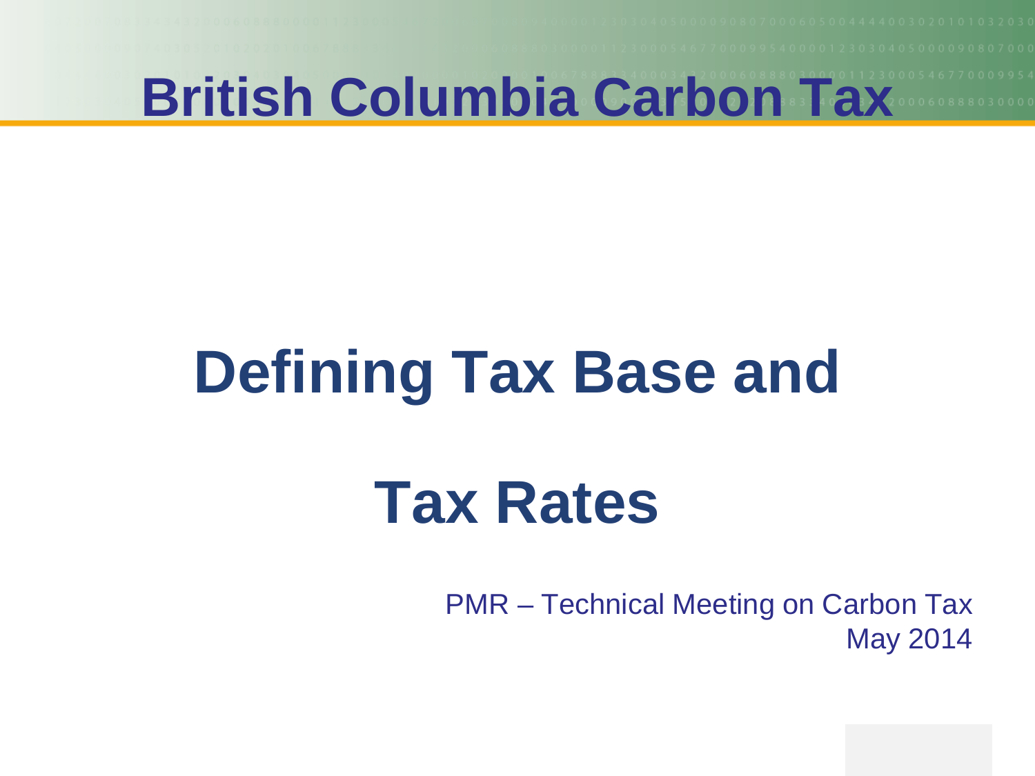# British Columbia Carbon Tax

## Defining Tax Base and Tax Rates

PMR – Technical Meeting on Carbon Tax
May 2014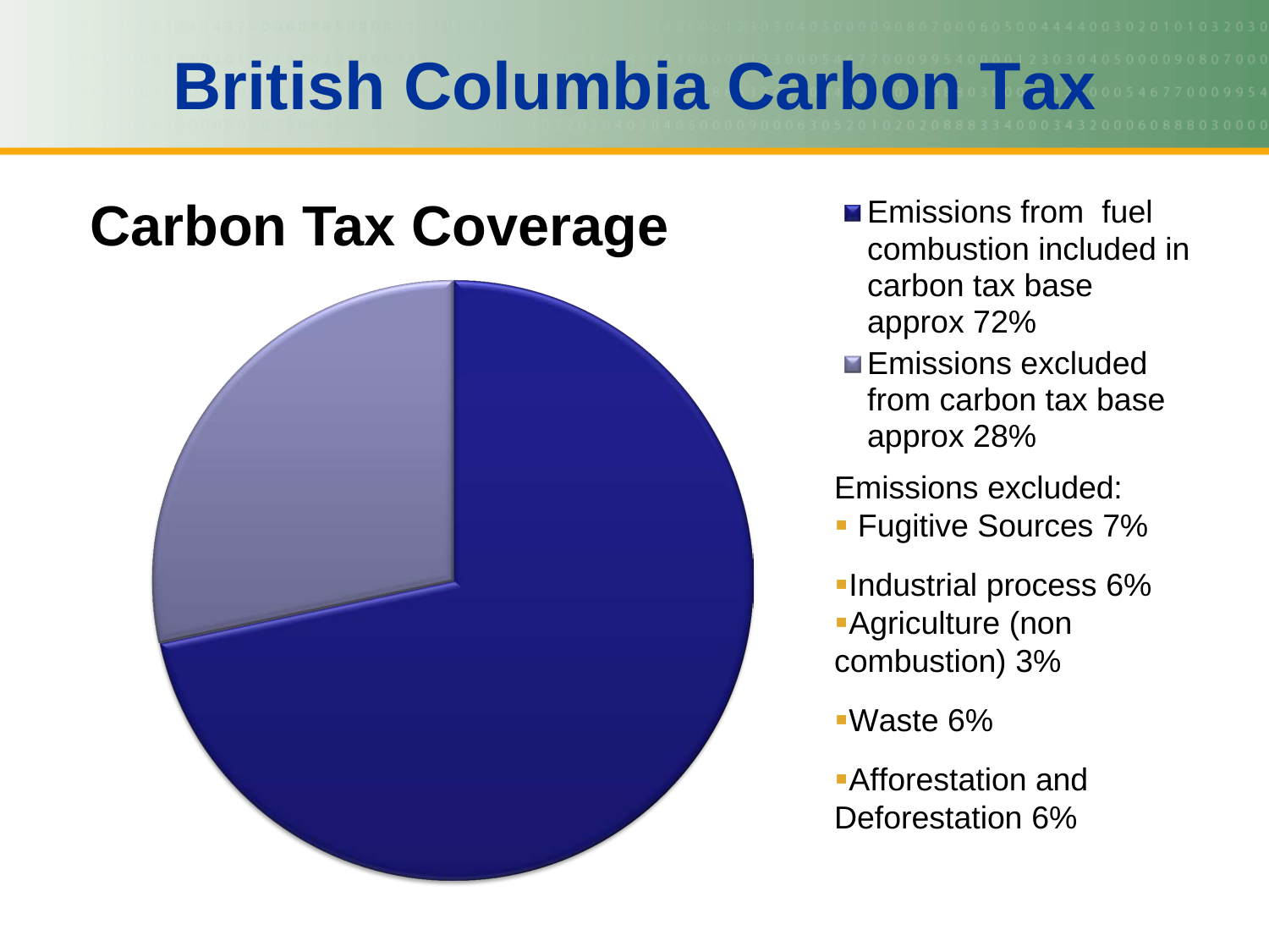# British Columbia Carbon Tax

## Carbon Tax Coverage

- Emissions from fuel combustion included in carbon tax base approx 72%
- Emissions excluded from carbon tax base approx 28%

Emissions excluded:

- Fugitive Sources 7%
- Industrial process 6%
- Agriculture (non combustion) 3%
- Waste 6%
- Afforestation and Deforestation 6%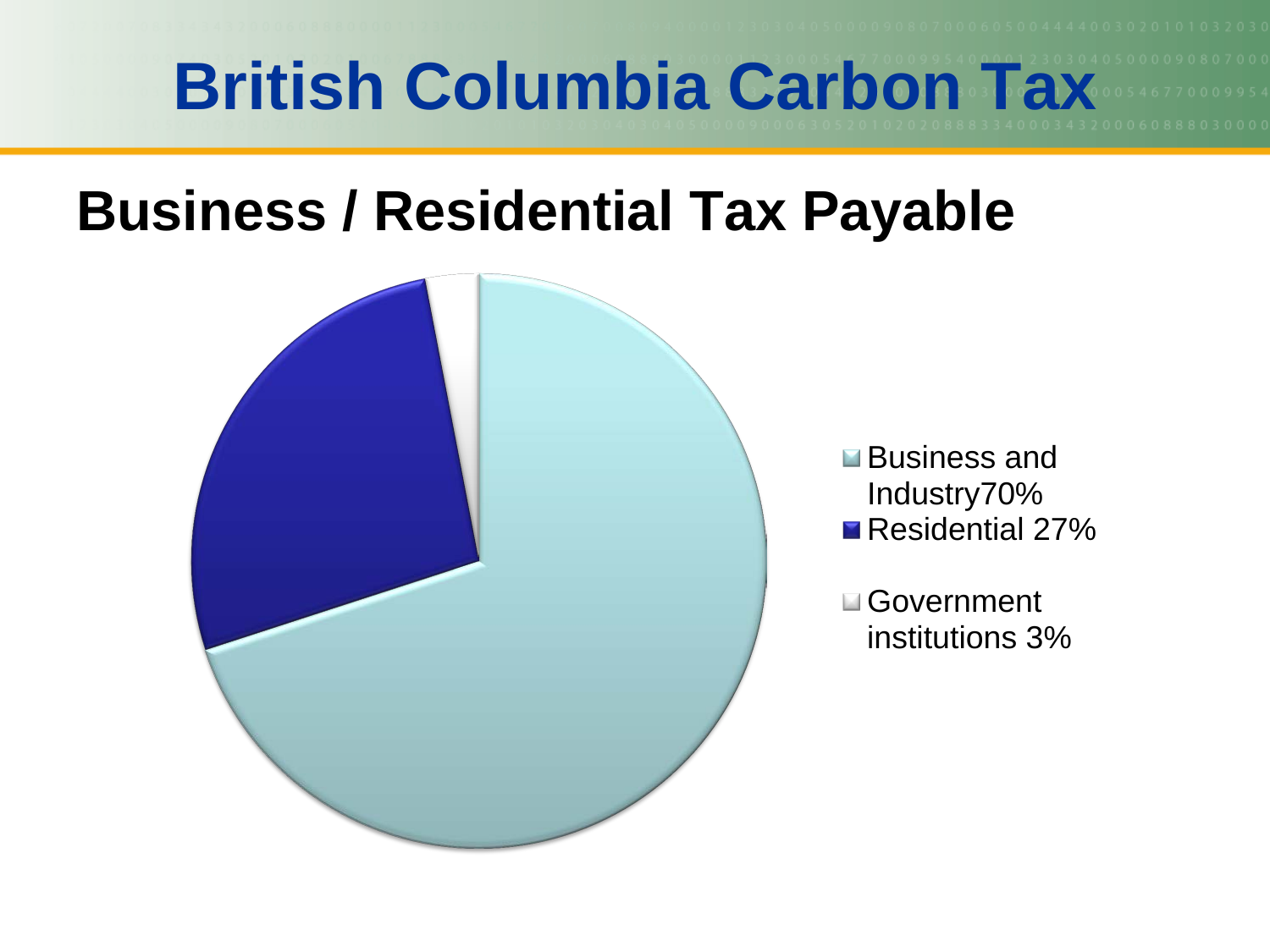# British Columbia Carbon Tax

## Business / Residential Tax Payable

- Business and Industry70%
- Residential 27%
- Government institutions 3%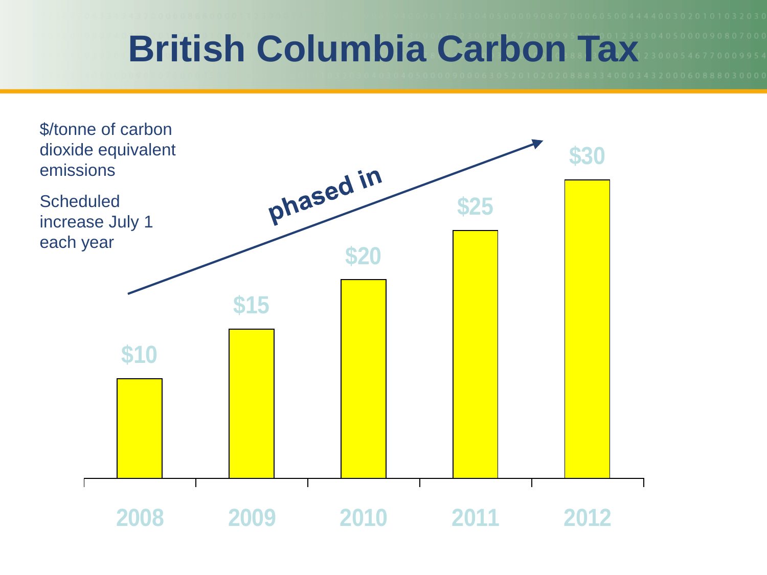# British Columbia Carbon Tax

$/tonne of carbon dioxide equivalent emissions

Scheduled increase July 1 each year

*phased in*

| Year | $/tonne |
| --- | --- |
| 2008 | $10 |
| 2009 | $15 |
| 2010 | $20 |
| 2011 | $25 |
| 2012 | $30 |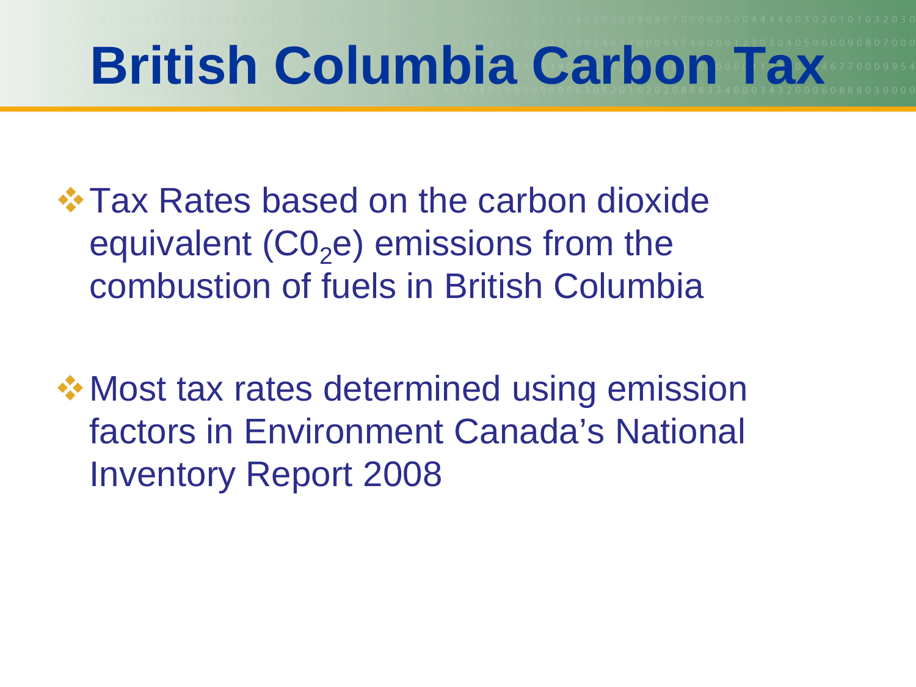# British Columbia Carbon Tax

- Tax Rates based on the carbon dioxide equivalent ($C0_2e$) emissions from the combustion of fuels in British Columbia

- Most tax rates determined using emission factors in Environment Canada's National Inventory Report 2008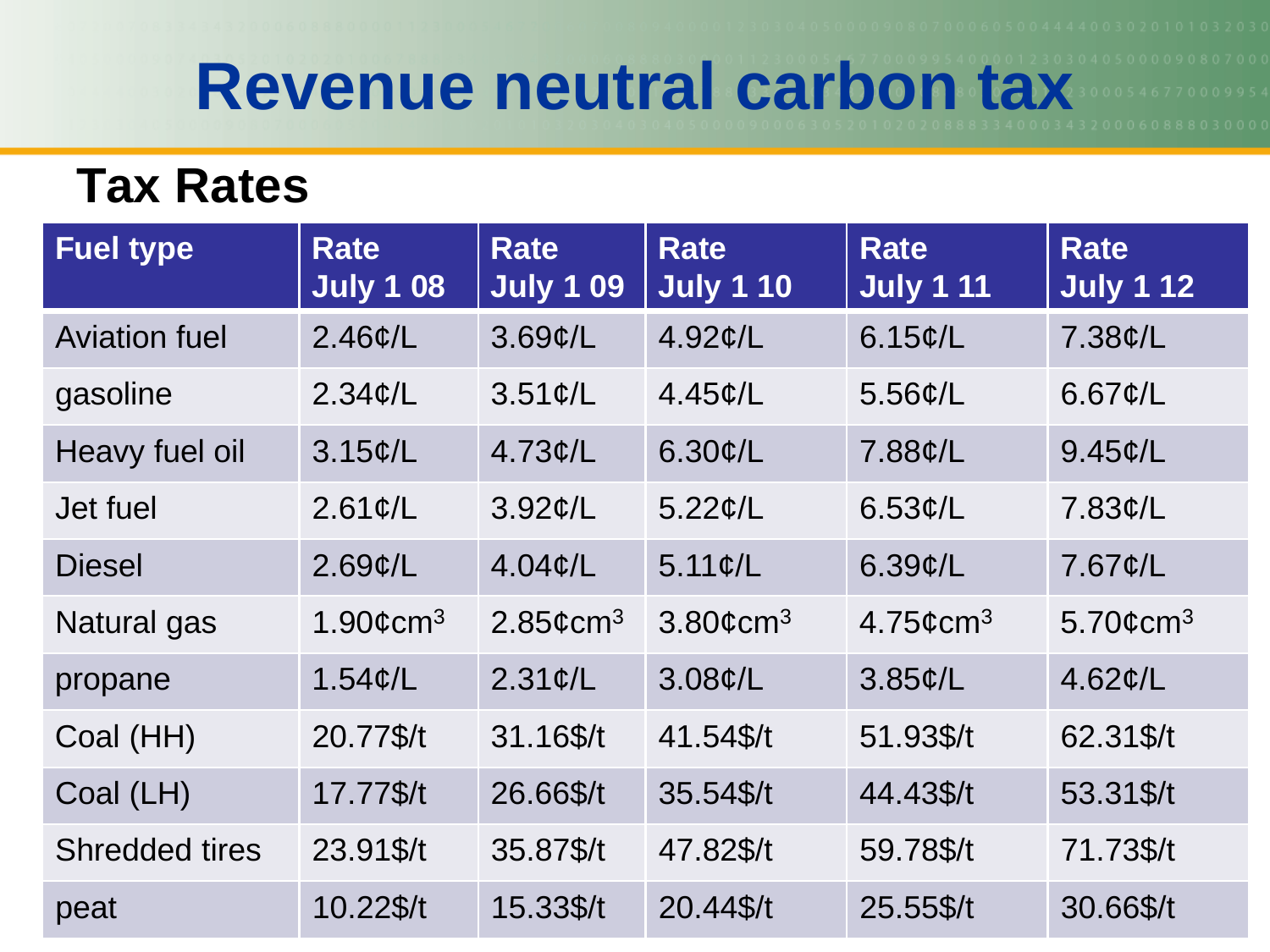# Revenue neutral carbon tax

## Tax Rates

| Fuel type | Rate July 1 08 | Rate July 1 09 | Rate July 1 10 | Rate July 1 11 | Rate July 1 12 |
|---|---|---|---|---|---|
| Aviation fuel | 2.46¢/L | 3.69¢/L | 4.92¢/L | 6.15¢/L | 7.38¢/L |
| gasoline | 2.34¢/L | 3.51¢/L | 4.45¢/L | 5.56¢/L | 6.67¢/L |
| Heavy fuel oil | 3.15¢/L | 4.73¢/L | 6.30¢/L | 7.88¢/L | 9.45¢/L |
| Jet fuel | 2.61¢/L | 3.92¢/L | 5.22¢/L | 6.53¢/L | 7.83¢/L |
| Diesel | 2.69¢/L | 4.04¢/L | 5.11¢/L | 6.39¢/L | 7.67¢/L |
| Natural gas | 1.90¢$cm^3$ | 2.85¢$cm^3$ | 3.80¢$cm^3$ | 4.75¢$cm^3$ | 5.70¢$cm^3$ |
| propane | 1.54¢/L | 2.31¢/L | 3.08¢/L | 3.85¢/L | 4.62¢/L |
| Coal (HH) | 20.77$/t | 31.16$/t | 41.54$/t | 51.93$/t | 62.31$/t |
| Coal (LH) | 17.77$/t | 26.66$/t | 35.54$/t | 44.43$/t | 53.31$/t |
| Shredded tires | 23.91$/t | 35.87$/t | 47.82$/t | 59.78$/t | 71.73$/t |
| peat | 10.22$/t | 15.33$/t | 20.44$/t | 25.55$/t | 30.66$/t |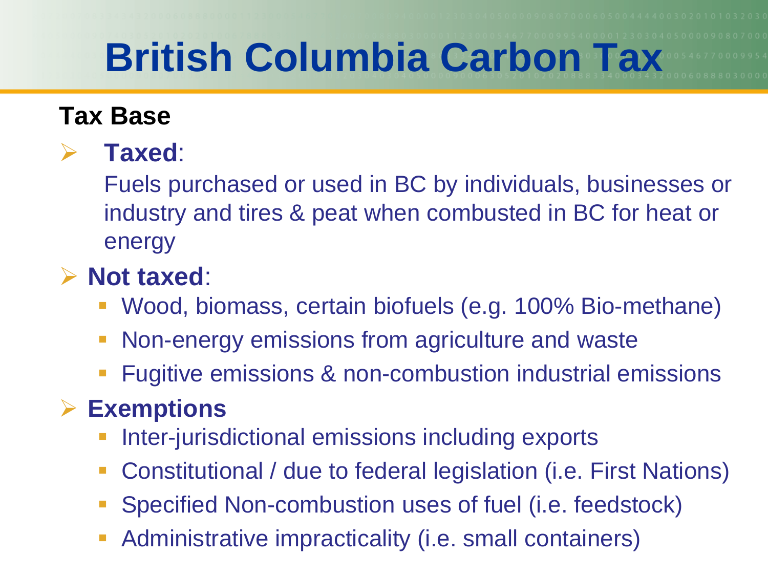# British Columbia Carbon Tax

**Tax Base**

- **Taxed**:

  Fuels purchased or used in BC by individuals, businesses or industry and tires & peat when combusted in BC for heat or energy

- **Not taxed**:
  - Wood, biomass, certain biofuels (e.g. 100% Bio-methane)
  - Non-energy emissions from agriculture and waste
  - Fugitive emissions & non-combustion industrial emissions

- **Exemptions**
  - Inter-jurisdictional emissions including exports
  - Constitutional / due to federal legislation (i.e. First Nations)
  - Specified Non-combustion uses of fuel (i.e. feedstock)
  - Administrative impracticality (i.e. small containers)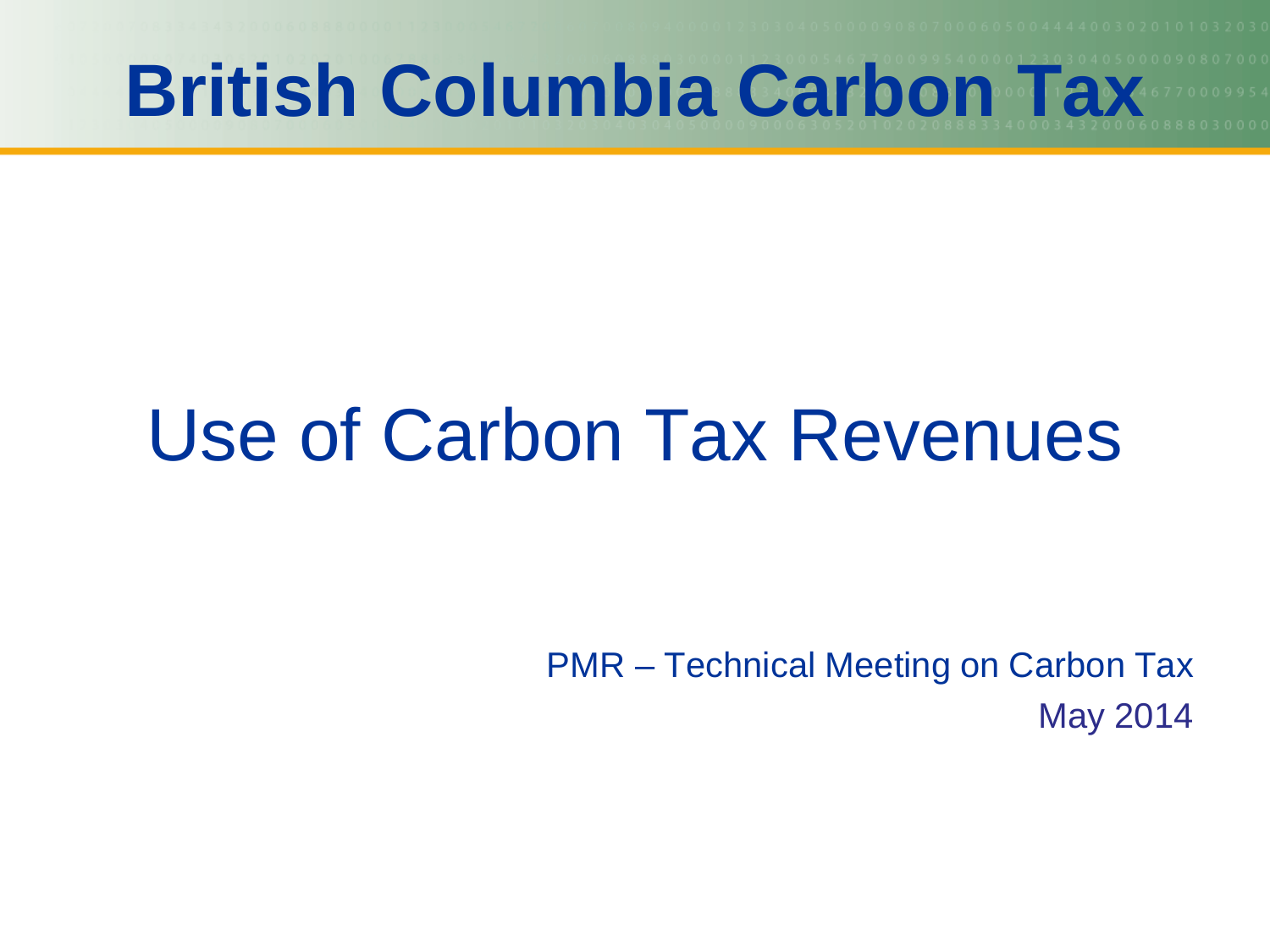# British Columbia Carbon Tax

## Use of Carbon Tax Revenues

PMR – Technical Meeting on Carbon Tax

May 2014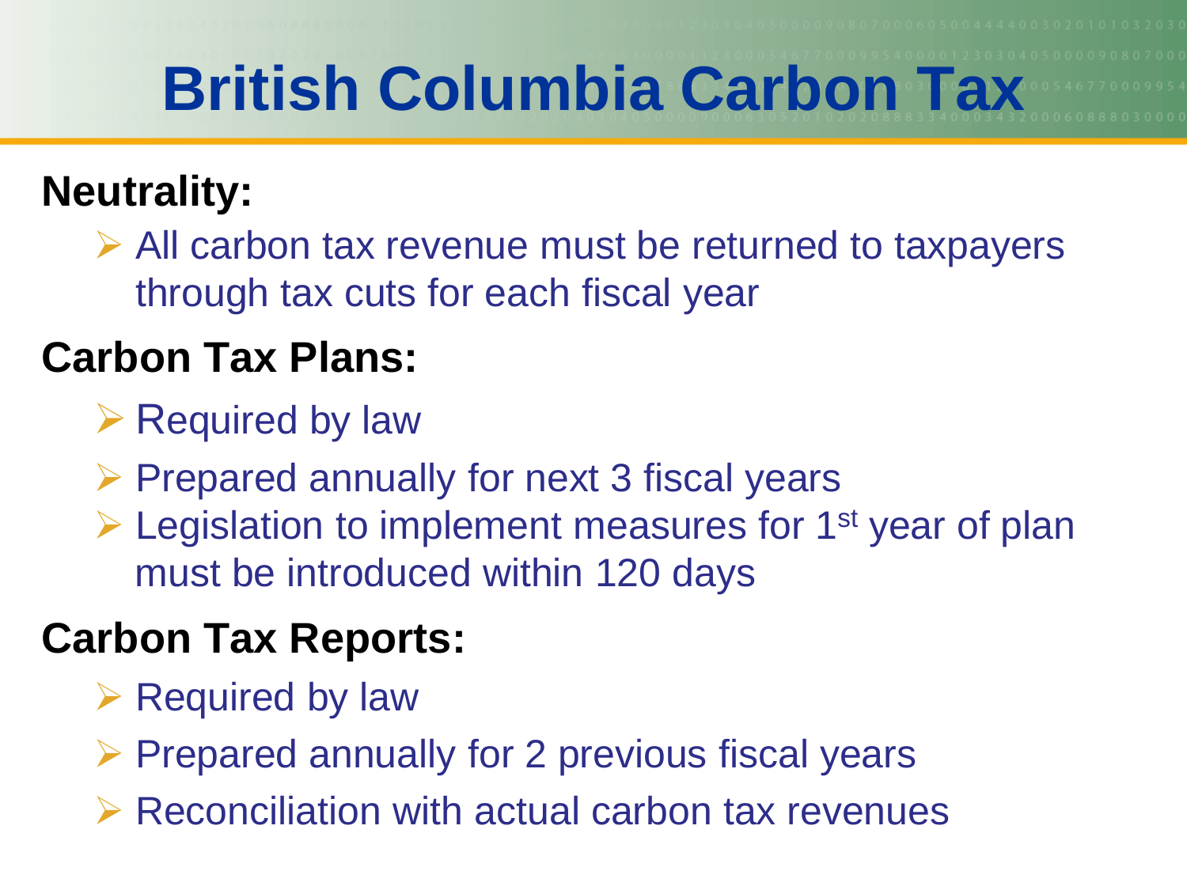# British Columbia Carbon Tax

**Neutrality:**

- All carbon tax revenue must be returned to taxpayers through tax cuts for each fiscal year

**Carbon Tax Plans:**

- Required by law
- Prepared annually for next 3 fiscal years
- Legislation to implement measures for 1st year of plan must be introduced within 120 days

**Carbon Tax Reports:**

- Required by law
- Prepared annually for 2 previous fiscal years
- Reconciliation with actual carbon tax revenues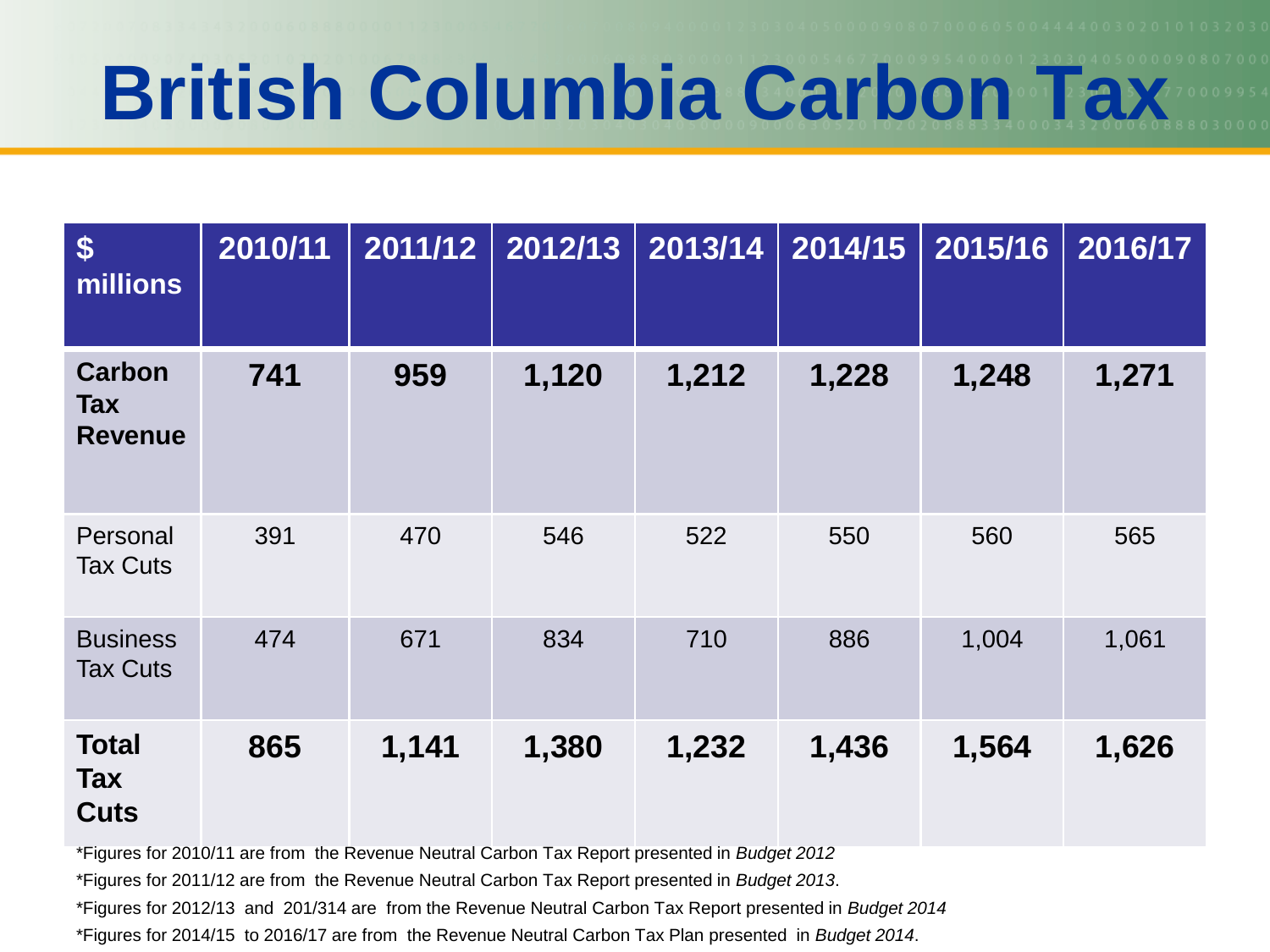# British Columbia Carbon Tax

| $ millions | 2010/11 | 2011/12 | 2012/13 | 2013/14 | 2014/15 | 2015/16 | 2016/17 |
|---|---|---|---|---|---|---|---|
| **Carbon Tax Revenue** | **741** | **959** | **1,120** | **1,212** | **1,228** | **1,248** | **1,271** |
| Personal Tax Cuts | 391 | 470 | 546 | 522 | 550 | 560 | 565 |
| Business Tax Cuts | 474 | 671 | 834 | 710 | 886 | 1,004 | 1,061 |
| **Total Tax Cuts** | **865** | **1,141** | **1,380** | **1,232** | **1,436** | **1,564** | **1,626** |

*Figures for 2010/11 are from the Revenue Neutral Carbon Tax Report presented in *Budget 2012*

*Figures for 2011/12 are from the Revenue Neutral Carbon Tax Report presented in *Budget 2013*.

*Figures for 2012/13 and 201/314 are from the Revenue Neutral Carbon Tax Report presented in *Budget 2014*

*Figures for 2014/15 to 2016/17 are from the Revenue Neutral Carbon Tax Plan presented in *Budget 2014*.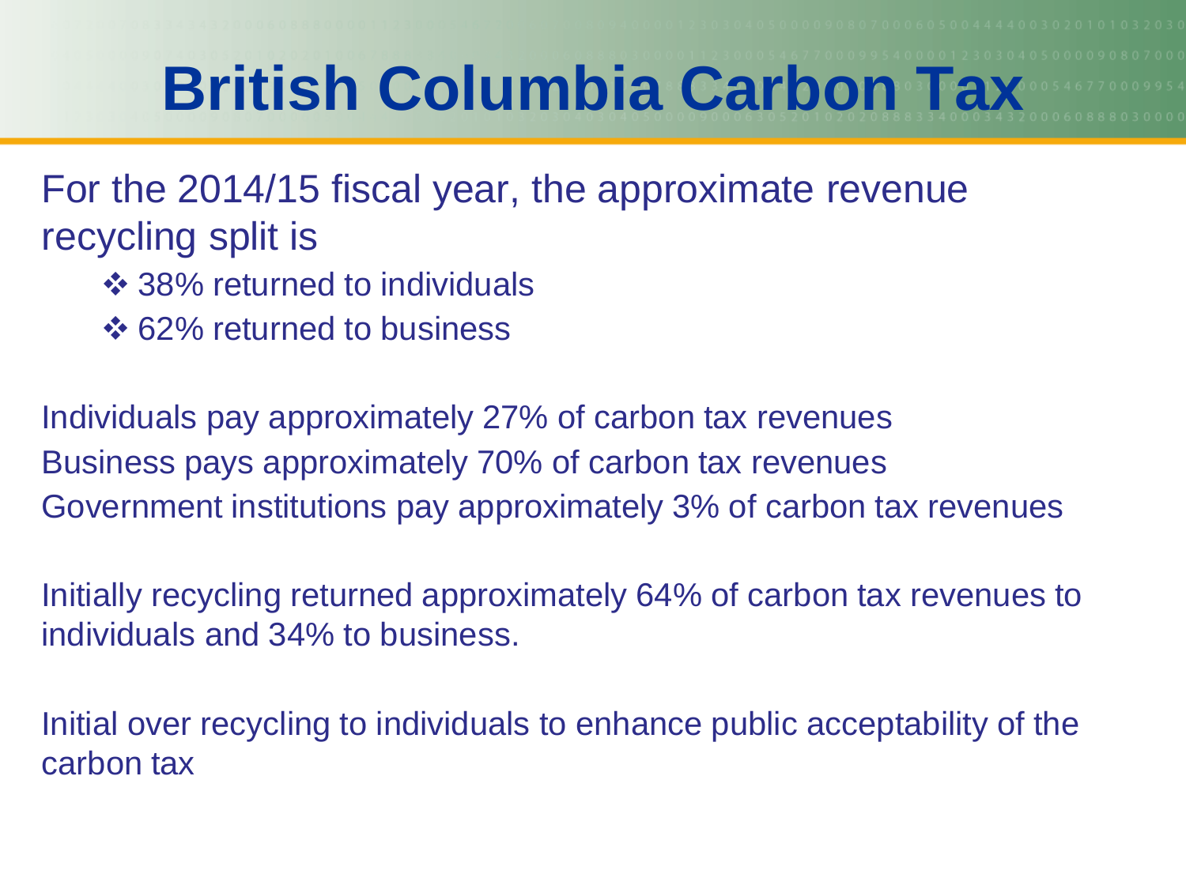# British Columbia Carbon Tax

For the 2014/15 fiscal year, the approximate revenue recycling split is

- ❖ 38% returned to individuals
- ❖ 62% returned to business

Individuals pay approximately 27% of carbon tax revenues
Business pays approximately 70% of carbon tax revenues
Government institutions pay approximately 3% of carbon tax revenues

Initially recycling returned approximately 64% of carbon tax revenues to individuals and 34% to business.

Initial over recycling to individuals to enhance public acceptability of the carbon tax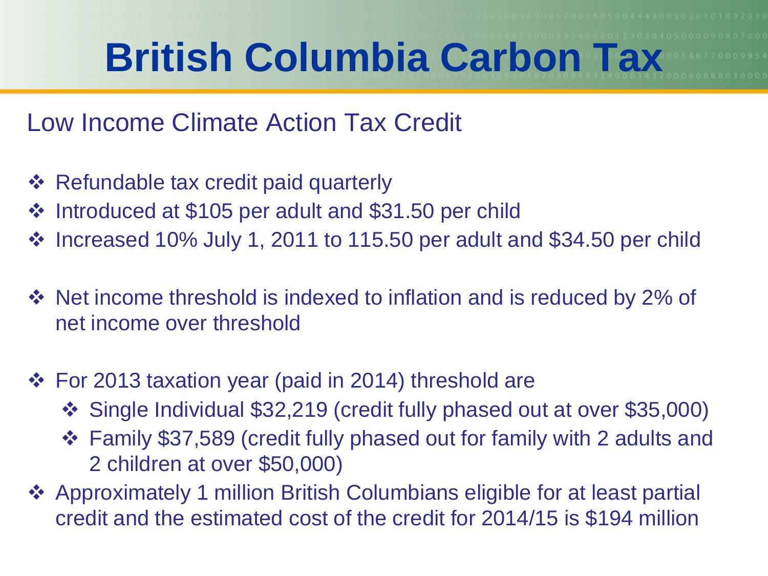# British Columbia Carbon Tax

## Low Income Climate Action Tax Credit

- Refundable tax credit paid quarterly
- Introduced at $105 per adult and $31.50 per child
- Increased 10% July 1, 2011 to 115.50 per adult and $34.50 per child

- Net income threshold is indexed to inflation and is reduced by 2% of net income over threshold

- For 2013 taxation year (paid in 2014) threshold are
  - Single Individual $32,219 (credit fully phased out at over $35,000)
  - Family $37,589 (credit fully phased out for family with 2 adults and 2 children at over $50,000)
- Approximately 1 million British Columbians eligible for at least partial credit and the estimated cost of the credit for 2014/15 is $194 million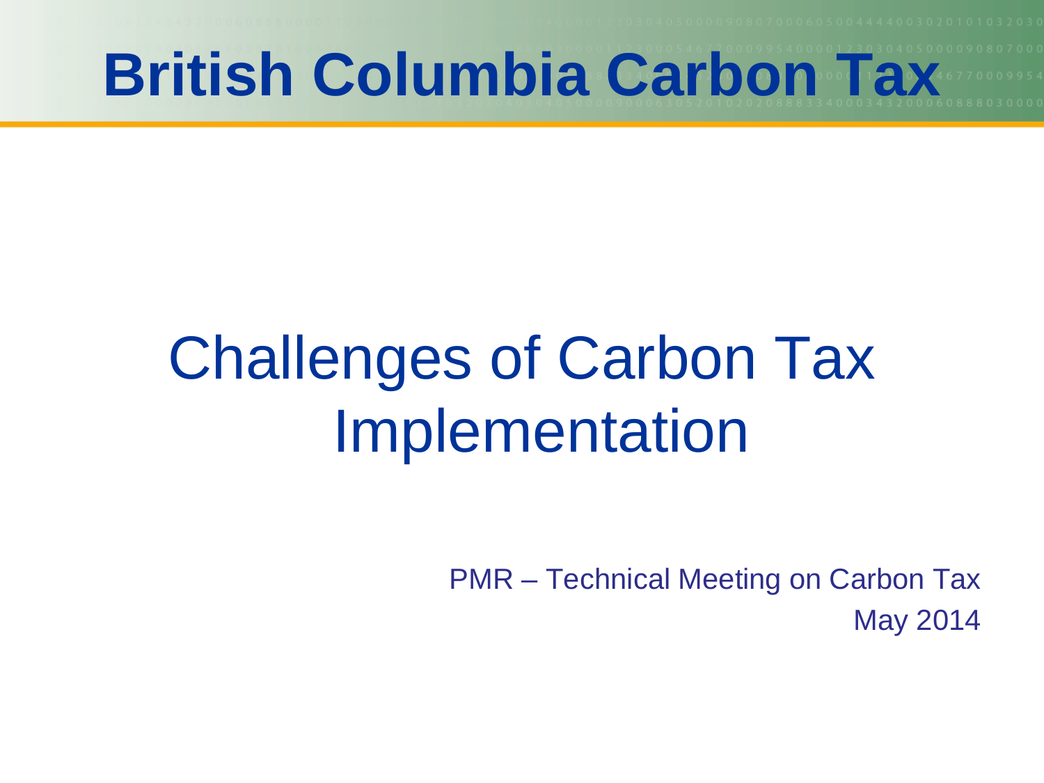# British Columbia Carbon Tax

## Challenges of Carbon Tax Implementation

PMR – Technical Meeting on Carbon Tax

May 2014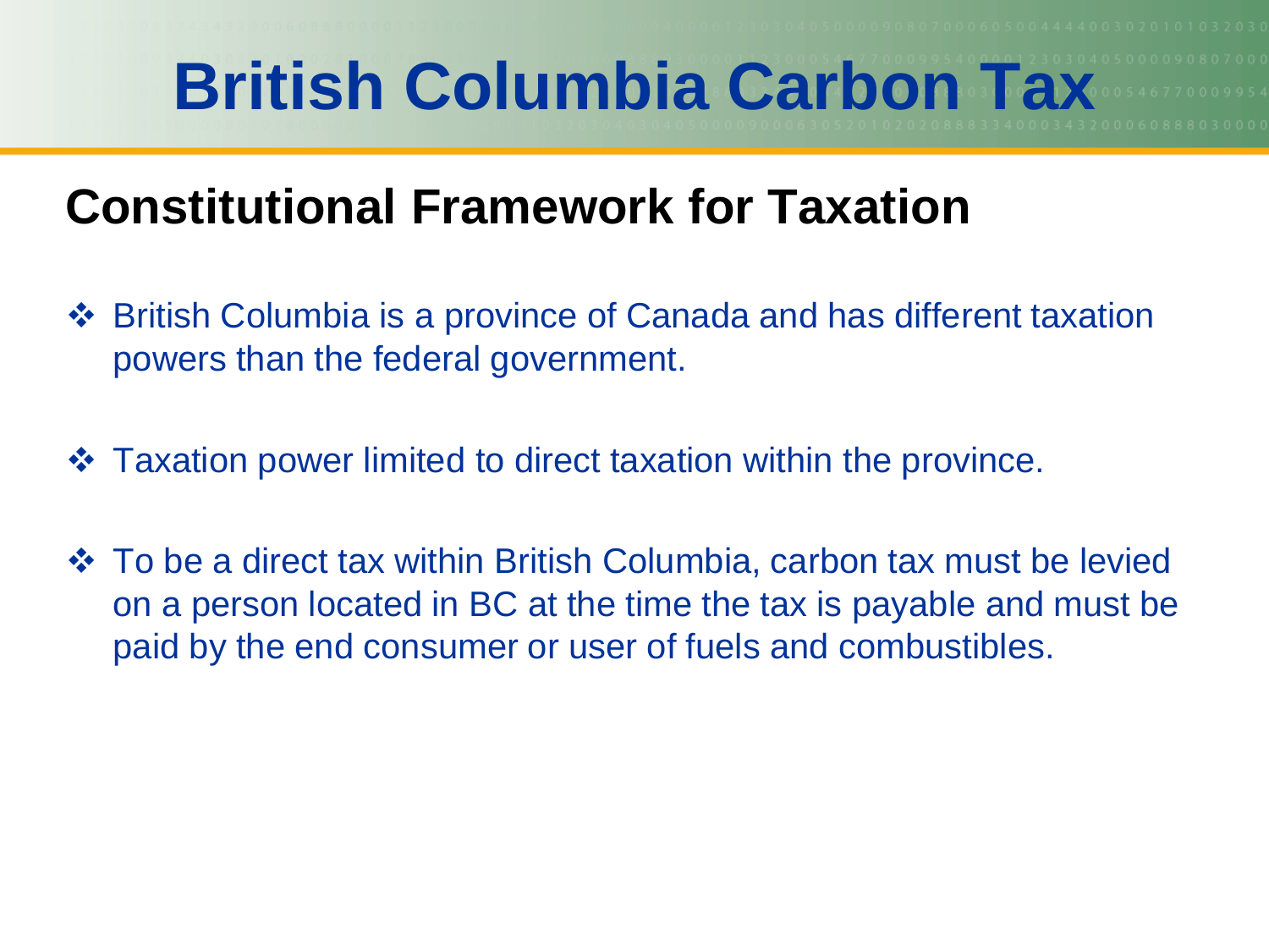# British Columbia Carbon Tax

## Constitutional Framework for Taxation

- British Columbia is a province of Canada and has different taxation powers than the federal government.
- Taxation power limited to direct taxation within the province.
- To be a direct tax within British Columbia, carbon tax must be levied on a person located in BC at the time the tax is payable and must be paid by the end consumer or user of fuels and combustibles.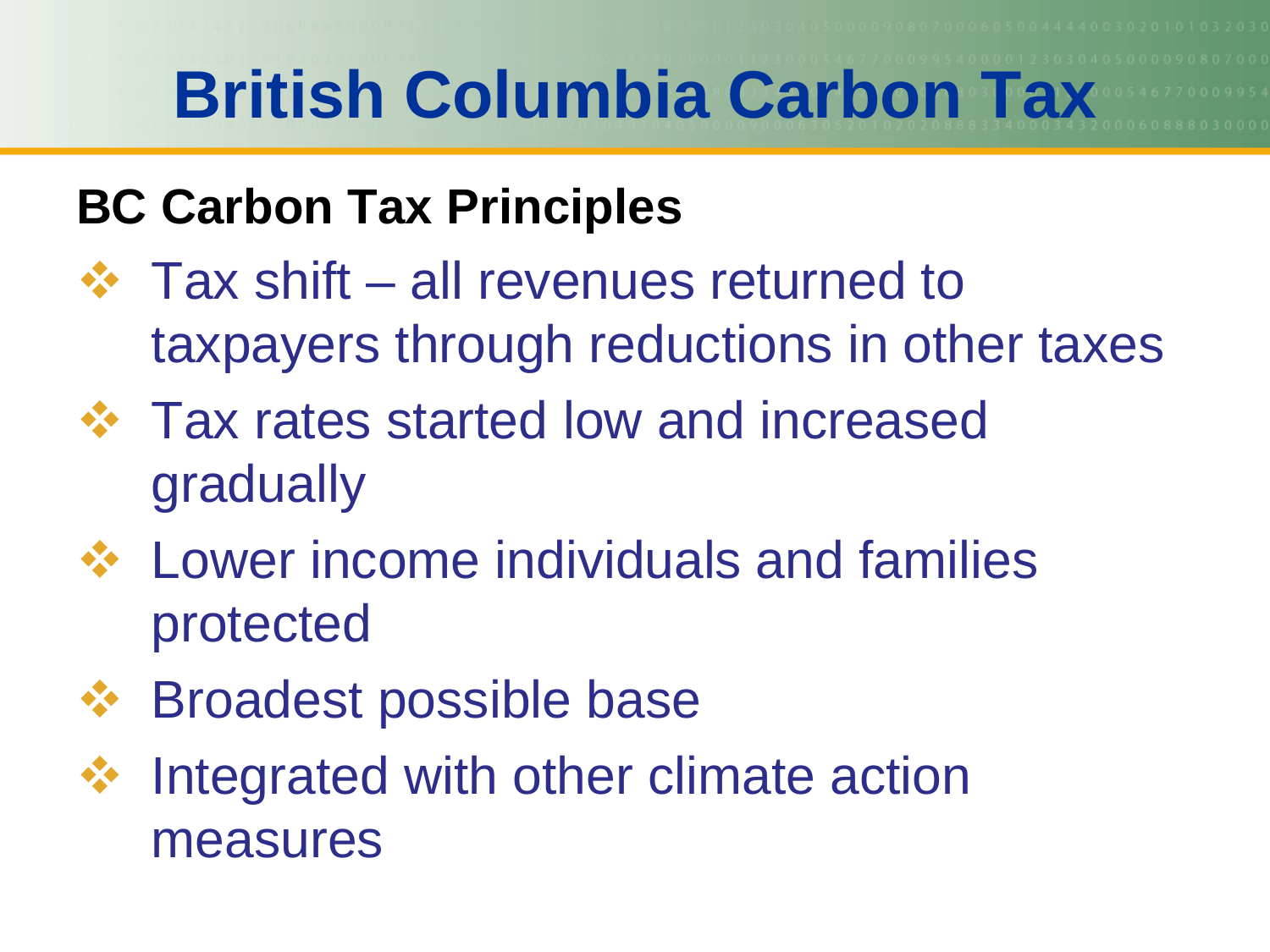# British Columbia Carbon Tax

## BC Carbon Tax Principles

- Tax shift – all revenues returned to taxpayers through reductions in other taxes
- Tax rates started low and increased gradually
- Lower income individuals and families protected
- Broadest possible base
- Integrated with other climate action measures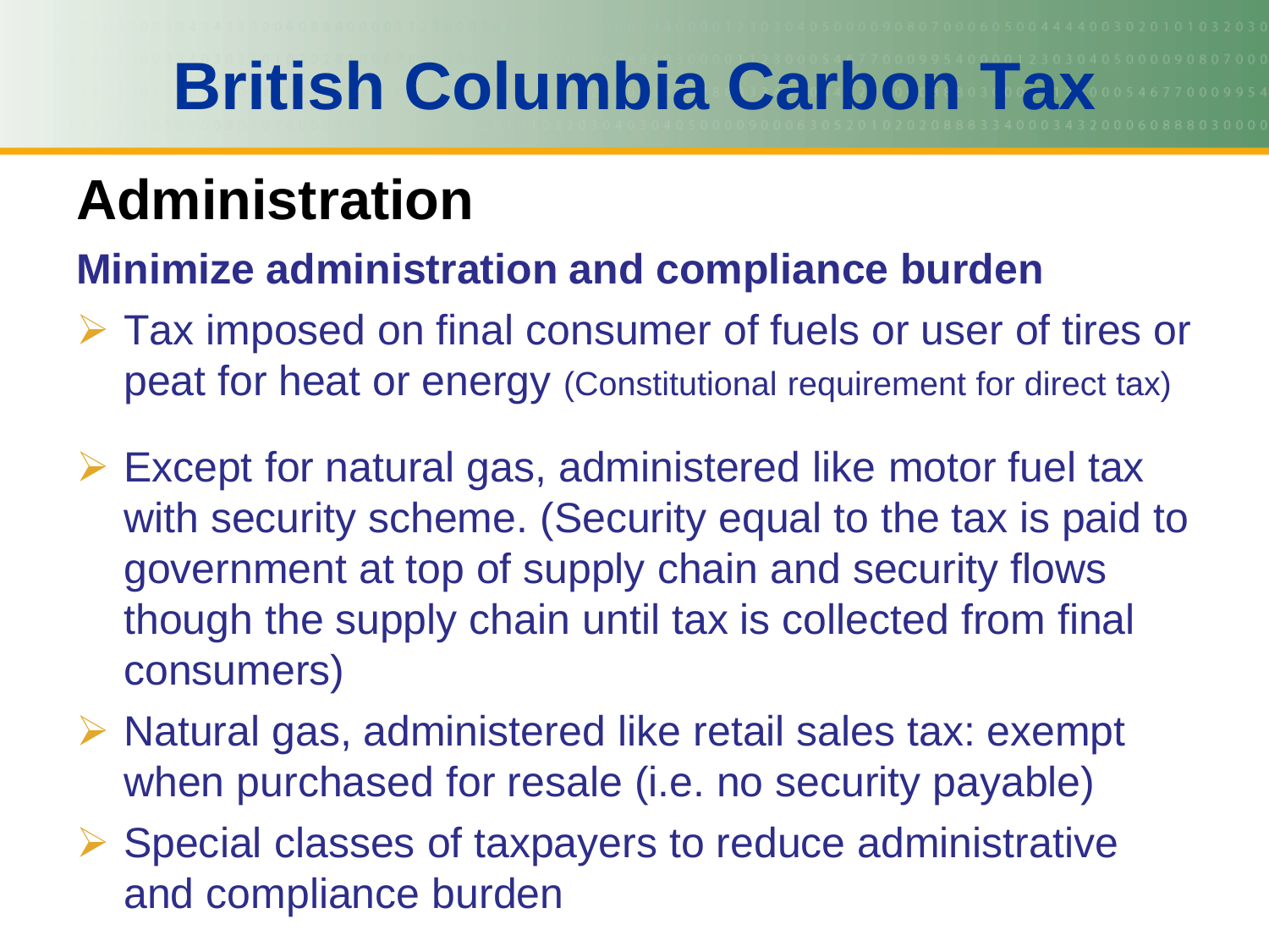# British Columbia Carbon Tax

## Administration

### Minimize administration and compliance burden

- Tax imposed on final consumer of fuels or user of tires or peat for heat or energy (Constitutional requirement for direct tax)
- Except for natural gas, administered like motor fuel tax with security scheme. (Security equal to the tax is paid to government at top of supply chain and security flows though the supply chain until tax is collected from final consumers)
- Natural gas, administered like retail sales tax: exempt when purchased for resale (i.e. no security payable)
- Special classes of taxpayers to reduce administrative and compliance burden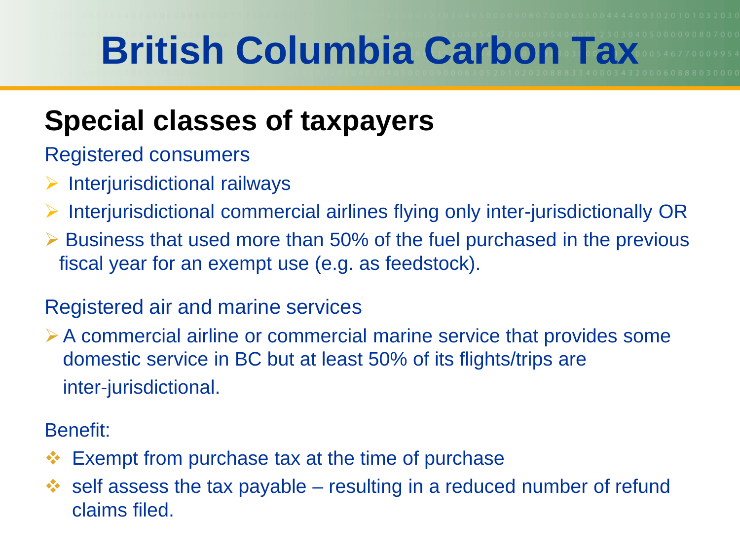# British Columbia Carbon Tax

## Special classes of taxpayers

Registered consumers

- Interjurisdictional railways
- Interjurisdictional commercial airlines flying only inter-jurisdictionally OR
- Business that used more than 50% of the fuel purchased in the previous fiscal year for an exempt use (e.g. as feedstock).

Registered air and marine services

- A commercial airline or commercial marine service that provides some domestic service in BC but at least 50% of its flights/trips are inter-jurisdictional.

Benefit:

- Exempt from purchase tax at the time of purchase
- self assess the tax payable – resulting in a reduced number of refund claims filed.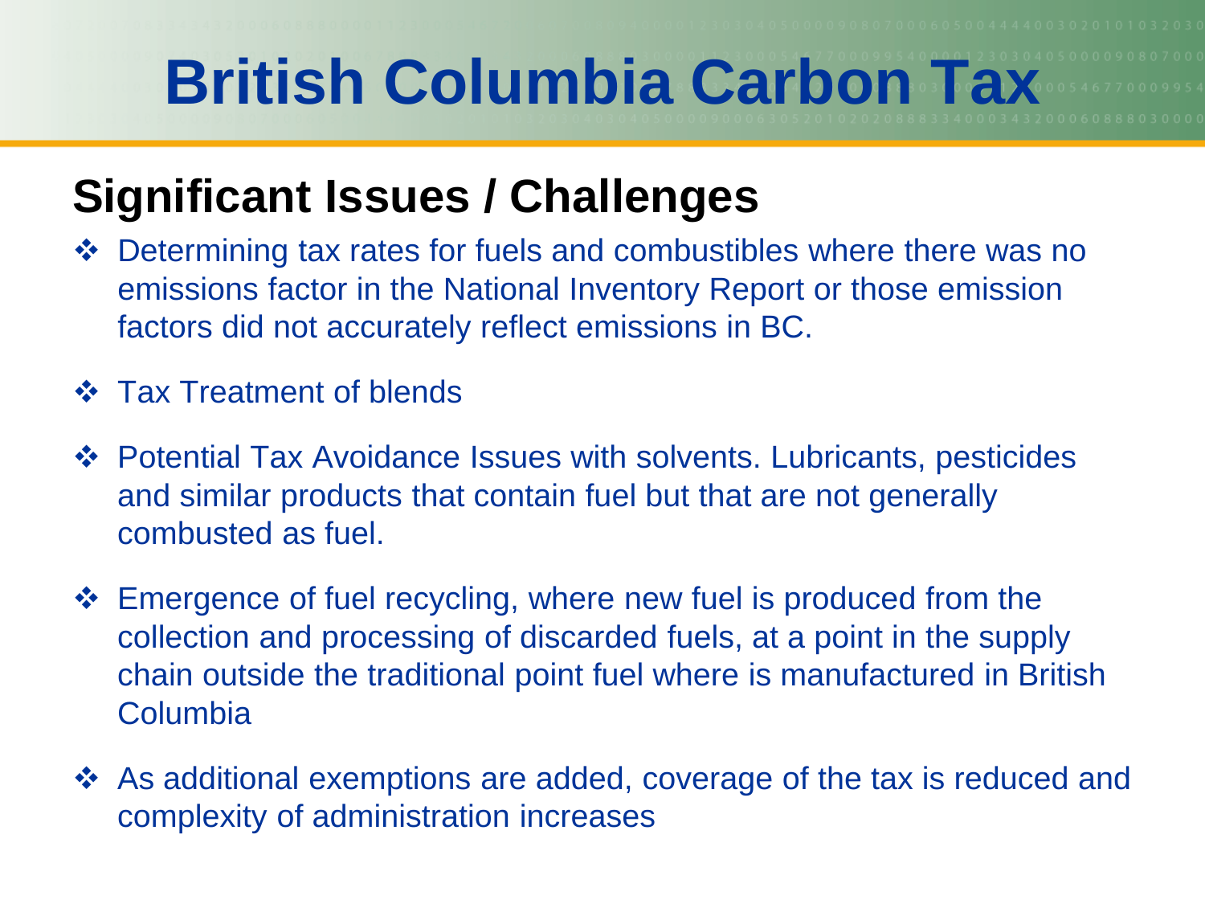# British Columbia Carbon Tax

## Significant Issues / Challenges

- Determining tax rates for fuels and combustibles where there was no emissions factor in the National Inventory Report or those emission factors did not accurately reflect emissions in BC.
- Tax Treatment of blends
- Potential Tax Avoidance Issues with solvents. Lubricants, pesticides and similar products that contain fuel but that are not generally combusted as fuel.
- Emergence of fuel recycling, where new fuel is produced from the collection and processing of discarded fuels, at a point in the supply chain outside the traditional point fuel where is manufactured in British Columbia
- As additional exemptions are added, coverage of the tax is reduced and complexity of administration increases